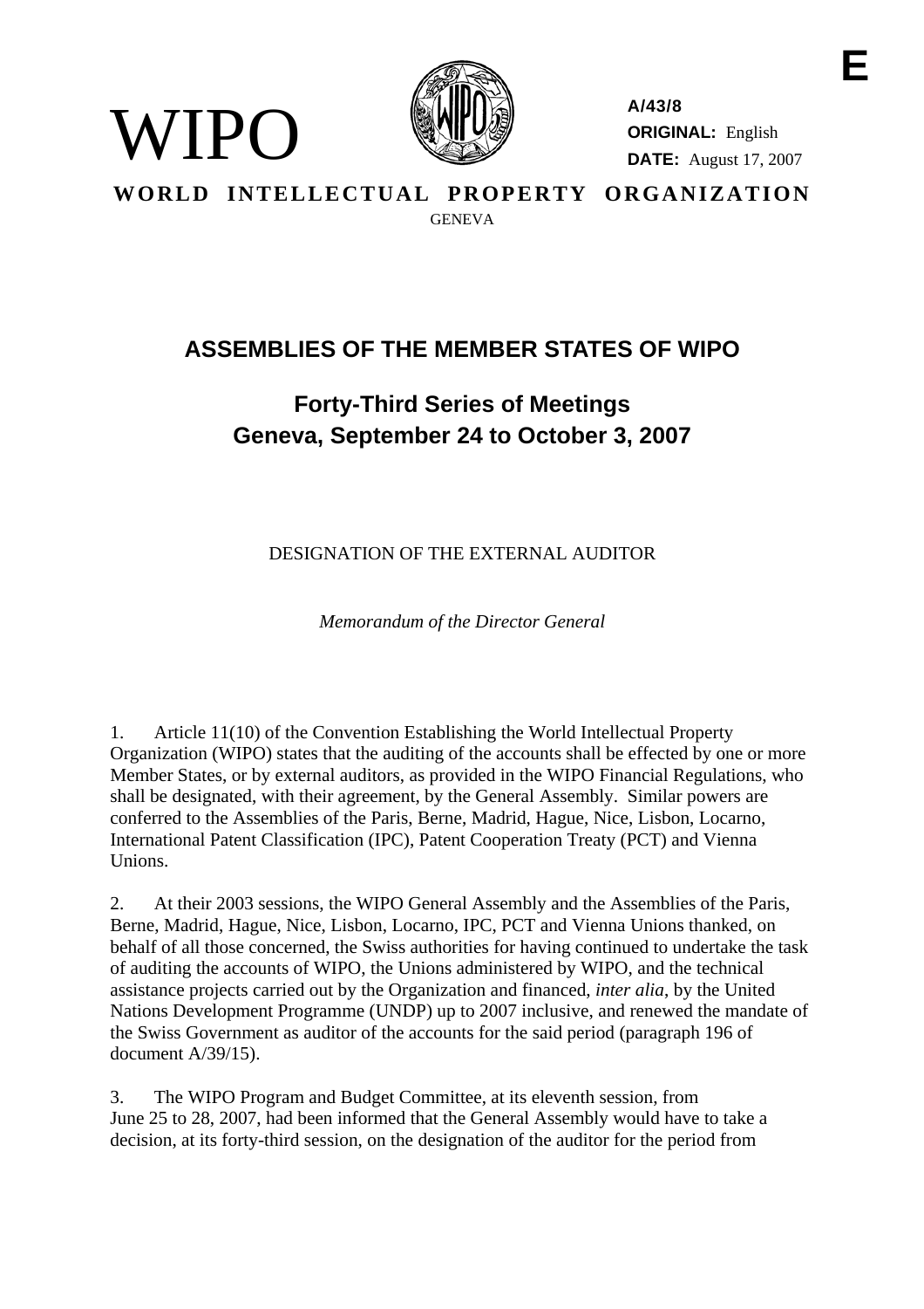E

WIPO

**A/43/8**
**ORIGINAL:** English
**DATE:** August 17, 2007

**WORLD INTELLECTUAL PROPERTY ORGANIZATION**
GENEVA

# ASSEMBLIES OF THE MEMBER STATES OF WIPO

## Forty-Third Series of Meetings
## Geneva, September 24 to October 3, 2007

DESIGNATION OF THE EXTERNAL AUDITOR

*Memorandum of the Director General*

1. Article 11(10) of the Convention Establishing the World Intellectual Property Organization (WIPO) states that the auditing of the accounts shall be effected by one or more Member States, or by external auditors, as provided in the WIPO Financial Regulations, who shall be designated, with their agreement, by the General Assembly. Similar powers are conferred to the Assemblies of the Paris, Berne, Madrid, Hague, Nice, Lisbon, Locarno, International Patent Classification (IPC), Patent Cooperation Treaty (PCT) and Vienna Unions.

2. At their 2003 sessions, the WIPO General Assembly and the Assemblies of the Paris, Berne, Madrid, Hague, Nice, Lisbon, Locarno, IPC, PCT and Vienna Unions thanked, on behalf of all those concerned, the Swiss authorities for having continued to undertake the task of auditing the accounts of WIPO, the Unions administered by WIPO, and the technical assistance projects carried out by the Organization and financed, *inter alia*, by the United Nations Development Programme (UNDP) up to 2007 inclusive, and renewed the mandate of the Swiss Government as auditor of the accounts for the said period (paragraph 196 of document A/39/15).

3. The WIPO Program and Budget Committee, at its eleventh session, from June 25 to 28, 2007, had been informed that the General Assembly would have to take a decision, at its forty-third session, on the designation of the auditor for the period from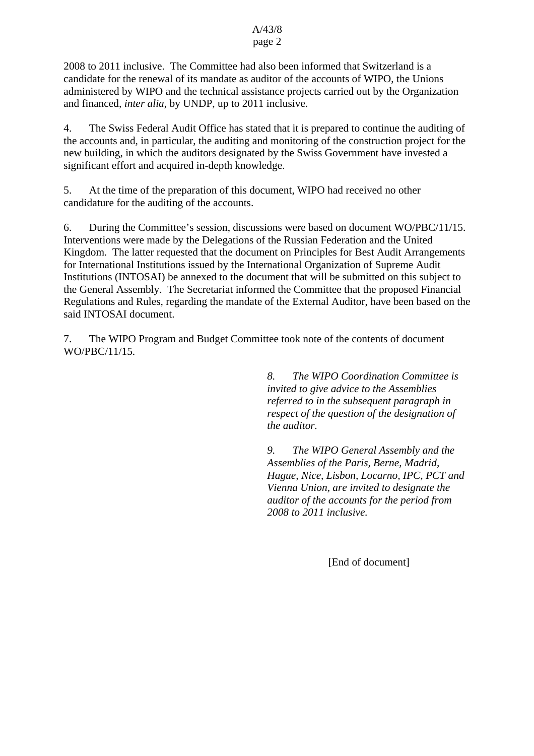2008 to 2011 inclusive. The Committee had also been informed that Switzerland is a candidate for the renewal of its mandate as auditor of the accounts of WIPO, the Unions administered by WIPO and the technical assistance projects carried out by the Organization and financed, *inter alia*, by UNDP, up to 2011 inclusive.

4. The Swiss Federal Audit Office has stated that it is prepared to continue the auditing of the accounts and, in particular, the auditing and monitoring of the construction project for the new building, in which the auditors designated by the Swiss Government have invested a significant effort and acquired in-depth knowledge.

5. At the time of the preparation of this document, WIPO had received no other candidature for the auditing of the accounts.

6. During the Committee's session, discussions were based on document WO/PBC/11/15. Interventions were made by the Delegations of the Russian Federation and the United Kingdom. The latter requested that the document on Principles for Best Audit Arrangements for International Institutions issued by the International Organization of Supreme Audit Institutions (INTOSAI) be annexed to the document that will be submitted on this subject to the General Assembly. The Secretariat informed the Committee that the proposed Financial Regulations and Rules, regarding the mandate of the External Auditor, have been based on the said INTOSAI document.

7. The WIPO Program and Budget Committee took note of the contents of document WO/PBC/11/15.

*8. The WIPO Coordination Committee is invited to give advice to the Assemblies referred to in the subsequent paragraph in respect of the question of the designation of the auditor.*

*9. The WIPO General Assembly and the Assemblies of the Paris, Berne, Madrid, Hague, Nice, Lisbon, Locarno, IPC, PCT and Vienna Union, are invited to designate the auditor of the accounts for the period from 2008 to 2011 inclusive.*

[End of document]